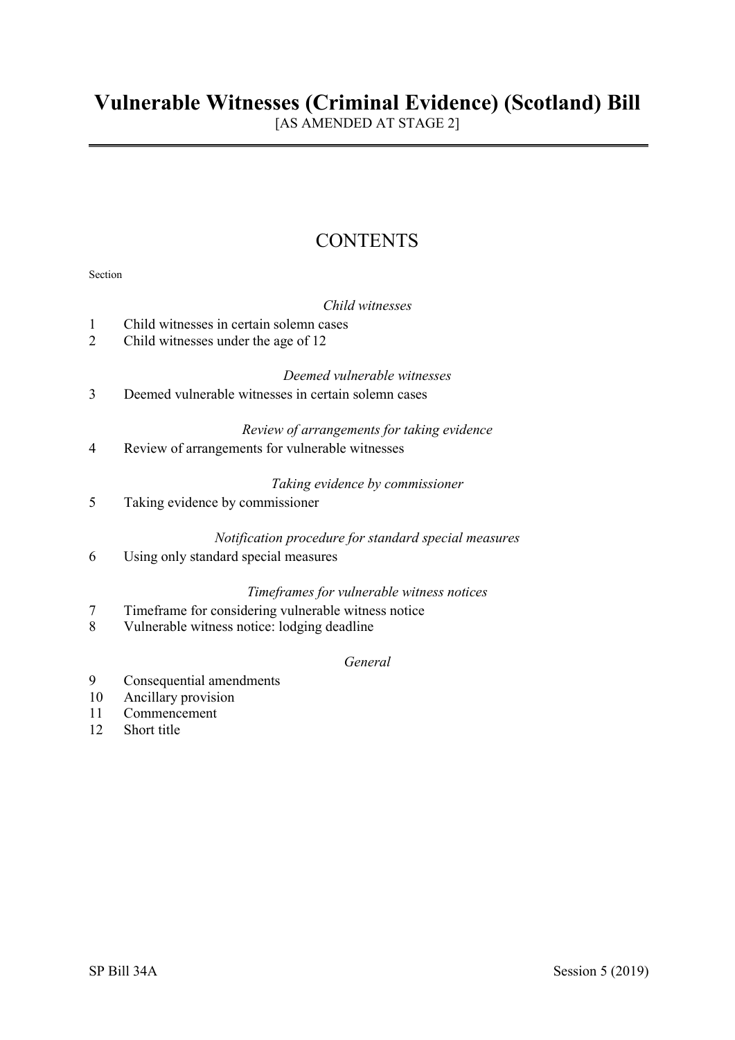# Vulnerable Witnesses (Criminal Evidence) (Scotland) Bill

[AS AMENDED AT STAGE 2]

## CONTENTS

Section

*Child witnesses*

1 Child witnesses in certain solemn cases
2 Child witnesses under the age of 12

*Deemed vulnerable witnesses*

3 Deemed vulnerable witnesses in certain solemn cases

*Review of arrangements for taking evidence*

4 Review of arrangements for vulnerable witnesses

*Taking evidence by commissioner*

5 Taking evidence by commissioner

*Notification procedure for standard special measures*

6 Using only standard special measures

*Timeframes for vulnerable witness notices*

7 Timeframe for considering vulnerable witness notice
8 Vulnerable witness notice: lodging deadline

*General*

9 Consequential amendments
10 Ancillary provision
11 Commencement
12 Short title

SP Bill 34A Session 5 (2019)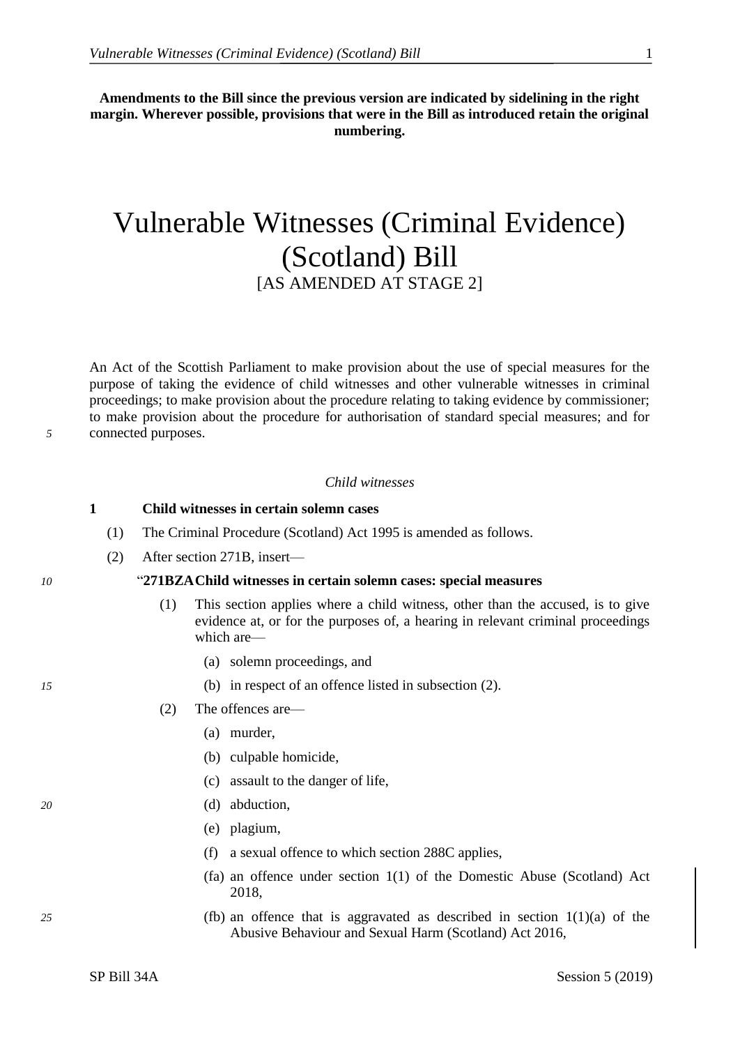**Amendments to the Bill since the previous version are indicated by sidelining in the right margin. Wherever possible, provisions that were in the Bill as introduced retain the original numbering.**

# Vulnerable Witnesses (Criminal Evidence) (Scotland) Bill

[AS AMENDED AT STAGE 2]

An Act of the Scottish Parliament to make provision about the use of special measures for the purpose of taking the evidence of child witnesses and other vulnerable witnesses in criminal proceedings; to make provision about the procedure relating to taking evidence by commissioner; to make provision about the procedure for authorisation of standard special measures; and for connected purposes.

*Child witnesses*

**1 Child witnesses in certain solemn cases**

(1) The Criminal Procedure (Scotland) Act 1995 is amended as follows.

(2) After section 271B, insert—

"**271BZA Child witnesses in certain solemn cases: special measures**

(1) This section applies where a child witness, other than the accused, is to give evidence at, or for the purposes of, a hearing in relevant criminal proceedings which are—

(a) solemn proceedings, and

(b) in respect of an offence listed in subsection (2).

(2) The offences are—

(a) murder,

(b) culpable homicide,

(c) assault to the danger of life,

(d) abduction,

(e) plagium,

(f) a sexual offence to which section 288C applies,

(fa) an offence under section 1(1) of the Domestic Abuse (Scotland) Act 2018,

(fb) an offence that is aggravated as described in section 1(1)(a) of the Abusive Behaviour and Sexual Harm (Scotland) Act 2016,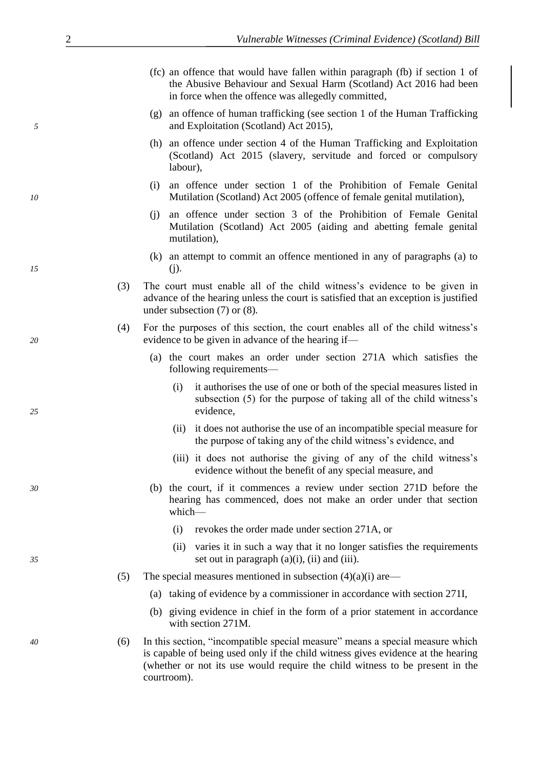(fc) an offence that would have fallen within paragraph (fb) if section 1 of the Abusive Behaviour and Sexual Harm (Scotland) Act 2016 had been in force when the offence was allegedly committed,

(g) an offence of human trafficking (see section 1 of the Human Trafficking and Exploitation (Scotland) Act 2015),

(h) an offence under section 4 of the Human Trafficking and Exploitation (Scotland) Act 2015 (slavery, servitude and forced or compulsory labour),

(i) an offence under section 1 of the Prohibition of Female Genital Mutilation (Scotland) Act 2005 (offence of female genital mutilation),

(j) an offence under section 3 of the Prohibition of Female Genital Mutilation (Scotland) Act 2005 (aiding and abetting female genital mutilation),

(k) an attempt to commit an offence mentioned in any of paragraphs (a) to (j).

(3) The court must enable all of the child witness's evidence to be given in advance of the hearing unless the court is satisfied that an exception is justified under subsection (7) or (8).

(4) For the purposes of this section, the court enables all of the child witness's evidence to be given in advance of the hearing if—

(a) the court makes an order under section 271A which satisfies the following requirements—

(i) it authorises the use of one or both of the special measures listed in subsection (5) for the purpose of taking all of the child witness's evidence,

(ii) it does not authorise the use of an incompatible special measure for the purpose of taking any of the child witness's evidence, and

(iii) it does not authorise the giving of any of the child witness's evidence without the benefit of any special measure, and

(b) the court, if it commences a review under section 271D before the hearing has commenced, does not make an order under that section which—

(i) revokes the order made under section 271A, or

(ii) varies it in such a way that it no longer satisfies the requirements set out in paragraph (a)(i), (ii) and (iii).

(5) The special measures mentioned in subsection (4)(a)(i) are—

(a) taking of evidence by a commissioner in accordance with section 271I,

(b) giving evidence in chief in the form of a prior statement in accordance with section 271M.

(6) In this section, "incompatible special measure" means a special measure which is capable of being used only if the child witness gives evidence at the hearing (whether or not its use would require the child witness to be present in the courtroom).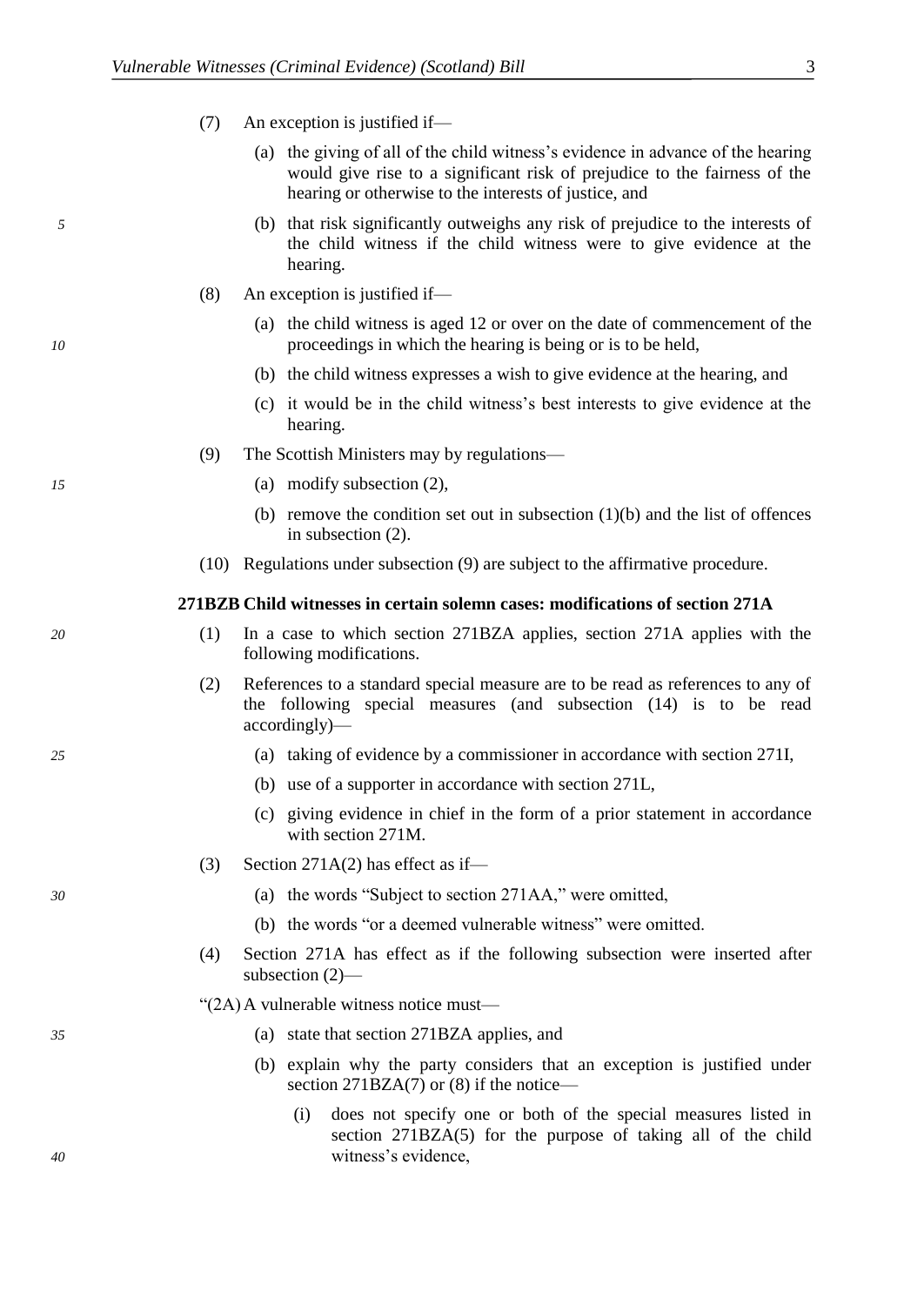(7) An exception is justified if—

(a) the giving of all of the child witness's evidence in advance of the hearing would give rise to a significant risk of prejudice to the fairness of the hearing or otherwise to the interests of justice, and

(b) that risk significantly outweighs any risk of prejudice to the interests of the child witness if the child witness were to give evidence at the hearing.

(8) An exception is justified if—

(a) the child witness is aged 12 or over on the date of commencement of the proceedings in which the hearing is being or is to be held,

(b) the child witness expresses a wish to give evidence at the hearing, and

(c) it would be in the child witness's best interests to give evidence at the hearing.

(9) The Scottish Ministers may by regulations—

(a) modify subsection (2),

(b) remove the condition set out in subsection (1)(b) and the list of offences in subsection (2).

(10) Regulations under subsection (9) are subject to the affirmative procedure.

**271BZB Child witnesses in certain solemn cases: modifications of section 271A**

(1) In a case to which section 271BZA applies, section 271A applies with the following modifications.

(2) References to a standard special measure are to be read as references to any of the following special measures (and subsection (14) is to be read accordingly)—

(a) taking of evidence by a commissioner in accordance with section 271I,

(b) use of a supporter in accordance with section 271L,

(c) giving evidence in chief in the form of a prior statement in accordance with section 271M.

(3) Section 271A(2) has effect as if—

(a) the words "Subject to section 271AA," were omitted,

(b) the words "or a deemed vulnerable witness" were omitted.

(4) Section 271A has effect as if the following subsection were inserted after subsection (2)—

"(2A) A vulnerable witness notice must—

(a) state that section 271BZA applies, and

(b) explain why the party considers that an exception is justified under section 271BZA(7) or (8) if the notice—

(i) does not specify one or both of the special measures listed in section 271BZA(5) for the purpose of taking all of the child witness's evidence,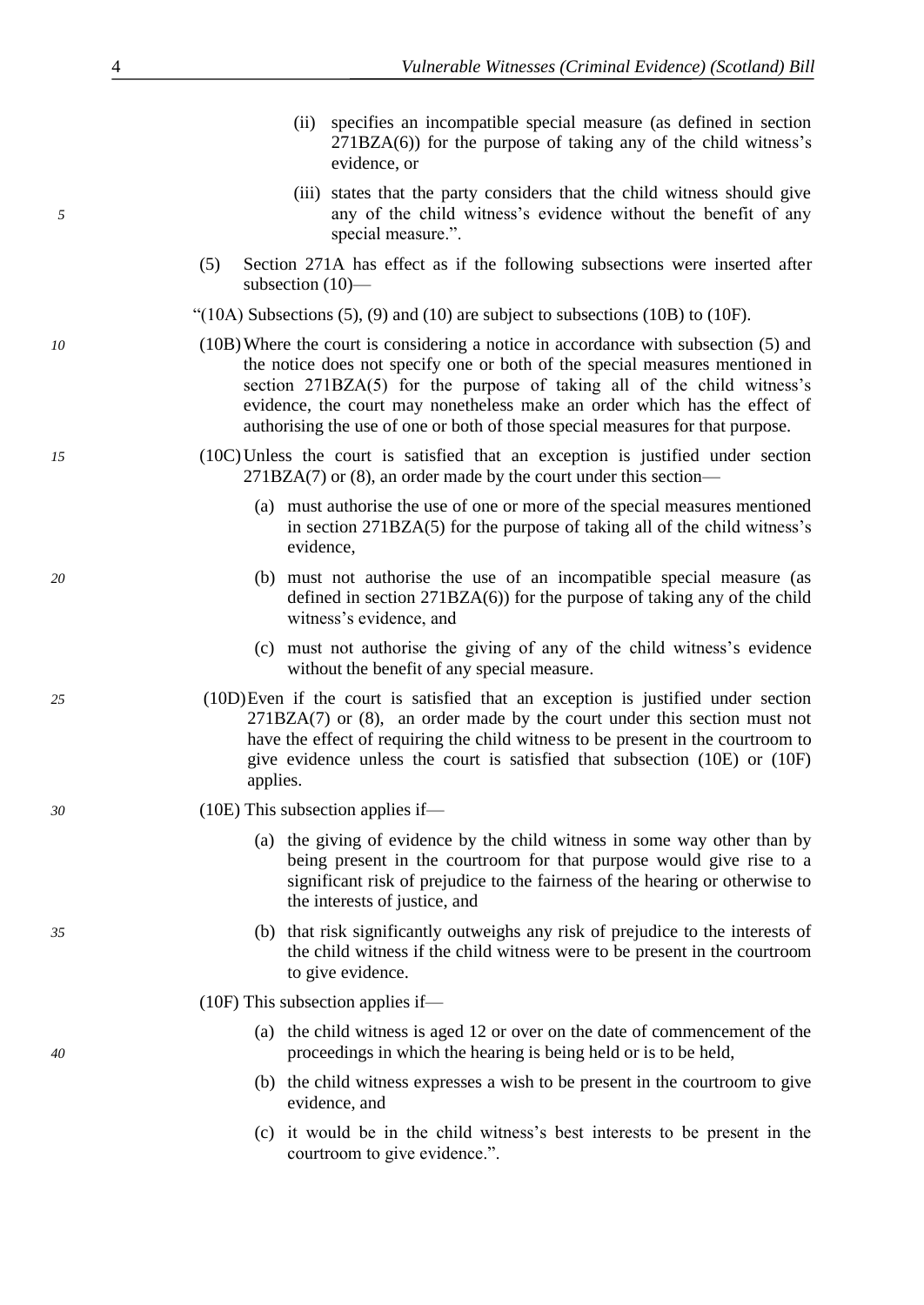(ii) specifies an incompatible special measure (as defined in section 271BZA(6)) for the purpose of taking any of the child witness's evidence, or

(iii) states that the party considers that the child witness should give any of the child witness's evidence without the benefit of any special measure.".

(5) Section 271A has effect as if the following subsections were inserted after subsection (10)—

"(10A) Subsections (5), (9) and (10) are subject to subsections (10B) to (10F).

(10B) Where the court is considering a notice in accordance with subsection (5) and the notice does not specify one or both of the special measures mentioned in section 271BZA(5) for the purpose of taking all of the child witness's evidence, the court may nonetheless make an order which has the effect of authorising the use of one or both of those special measures for that purpose.

(10C) Unless the court is satisfied that an exception is justified under section 271BZA(7) or (8), an order made by the court under this section—

(a) must authorise the use of one or more of the special measures mentioned in section 271BZA(5) for the purpose of taking all of the child witness's evidence,

(b) must not authorise the use of an incompatible special measure (as defined in section 271BZA(6)) for the purpose of taking any of the child witness's evidence, and

(c) must not authorise the giving of any of the child witness's evidence without the benefit of any special measure.

(10D) Even if the court is satisfied that an exception is justified under section 271BZA(7) or (8), an order made by the court under this section must not have the effect of requiring the child witness to be present in the courtroom to give evidence unless the court is satisfied that subsection (10E) or (10F) applies.

(10E) This subsection applies if—

(a) the giving of evidence by the child witness in some way other than by being present in the courtroom for that purpose would give rise to a significant risk of prejudice to the fairness of the hearing or otherwise to the interests of justice, and

(b) that risk significantly outweighs any risk of prejudice to the interests of the child witness if the child witness were to be present in the courtroom to give evidence.

(10F) This subsection applies if—

(a) the child witness is aged 12 or over on the date of commencement of the proceedings in which the hearing is being held or is to be held,

(b) the child witness expresses a wish to be present in the courtroom to give evidence, and

(c) it would be in the child witness's best interests to be present in the courtroom to give evidence.".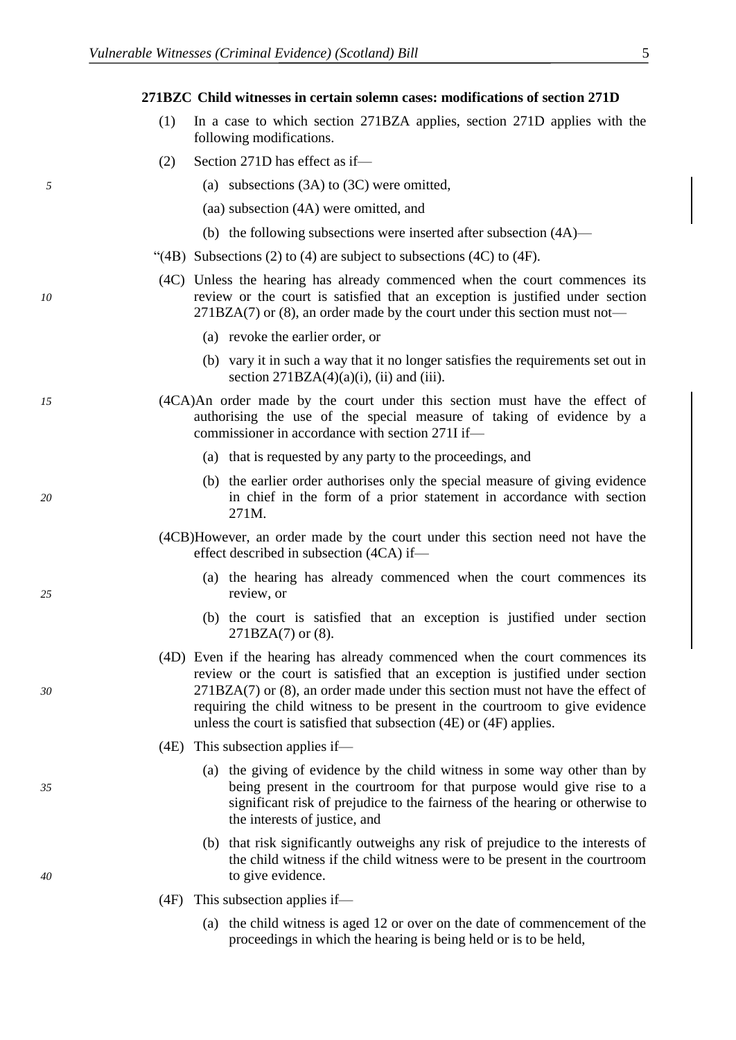**271BZC Child witnesses in certain solemn cases: modifications of section 271D**

(1) In a case to which section 271BZA applies, section 271D applies with the following modifications.

(2) Section 271D has effect as if—

(a) subsections (3A) to (3C) were omitted,

(aa) subsection (4A) were omitted, and

(b) the following subsections were inserted after subsection (4A)—

"(4B) Subsections (2) to (4) are subject to subsections (4C) to (4F).

(4C) Unless the hearing has already commenced when the court commences its review or the court is satisfied that an exception is justified under section 271BZA(7) or (8), an order made by the court under this section must not—

(a) revoke the earlier order, or

(b) vary it in such a way that it no longer satisfies the requirements set out in section 271BZA(4)(a)(i), (ii) and (iii).

(4CA) An order made by the court under this section must have the effect of authorising the use of the special measure of taking of evidence by a commissioner in accordance with section 271I if—

(a) that is requested by any party to the proceedings, and

(b) the earlier order authorises only the special measure of giving evidence in chief in the form of a prior statement in accordance with section 271M.

(4CB) However, an order made by the court under this section need not have the effect described in subsection (4CA) if—

(a) the hearing has already commenced when the court commences its review, or

(b) the court is satisfied that an exception is justified under section 271BZA(7) or (8).

(4D) Even if the hearing has already commenced when the court commences its review or the court is satisfied that an exception is justified under section 271BZA(7) or (8), an order made under this section must not have the effect of requiring the child witness to be present in the courtroom to give evidence unless the court is satisfied that subsection (4E) or (4F) applies.

(4E) This subsection applies if—

(a) the giving of evidence by the child witness in some way other than by being present in the courtroom for that purpose would give rise to a significant risk of prejudice to the fairness of the hearing or otherwise to the interests of justice, and

(b) that risk significantly outweighs any risk of prejudice to the interests of the child witness if the child witness were to be present in the courtroom to give evidence.

(4F) This subsection applies if—

(a) the child witness is aged 12 or over on the date of commencement of the proceedings in which the hearing is being held or is to be held,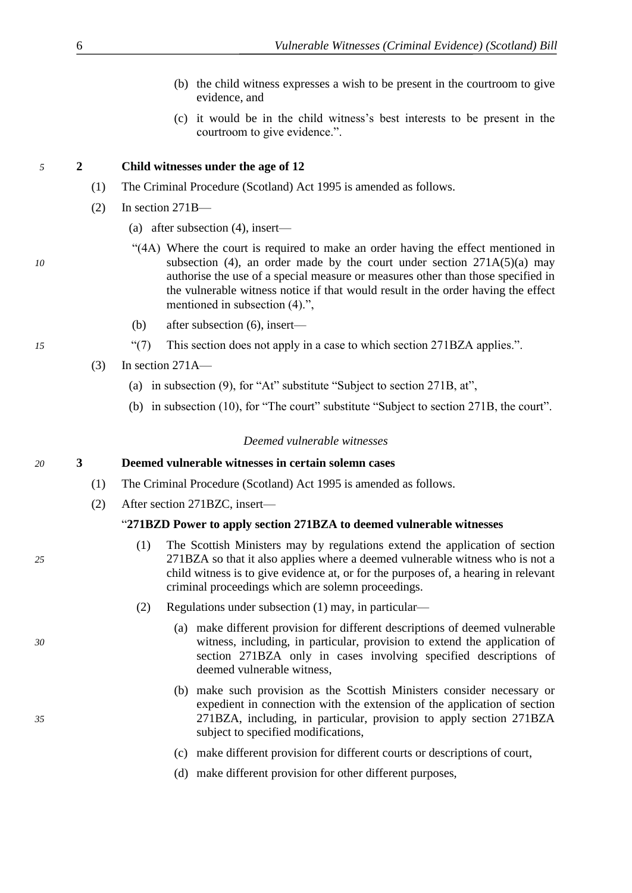(b) the child witness expresses a wish to be present in the courtroom to give evidence, and

(c) it would be in the child witness's best interests to be present in the courtroom to give evidence.".

**2 Child witnesses under the age of 12**

(1) The Criminal Procedure (Scotland) Act 1995 is amended as follows.

(2) In section 271B—

(a) after subsection (4), insert—

"(4A) Where the court is required to make an order having the effect mentioned in subsection (4), an order made by the court under section 271A(5)(a) may authorise the use of a special measure or measures other than those specified in the vulnerable witness notice if that would result in the order having the effect mentioned in subsection (4).",

(b) after subsection (6), insert—

"(7) This section does not apply in a case to which section 271BZA applies.".

(3) In section 271A—

(a) in subsection (9), for "At" substitute "Subject to section 271B, at",

(b) in subsection (10), for "The court" substitute "Subject to section 271B, the court".

*Deemed vulnerable witnesses*

**3 Deemed vulnerable witnesses in certain solemn cases**

(1) The Criminal Procedure (Scotland) Act 1995 is amended as follows.

(2) After section 271BZC, insert—

"**271BZD Power to apply section 271BZA to deemed vulnerable witnesses**

(1) The Scottish Ministers may by regulations extend the application of section 271BZA so that it also applies where a deemed vulnerable witness who is not a child witness is to give evidence at, or for the purposes of, a hearing in relevant criminal proceedings which are solemn proceedings.

(2) Regulations under subsection (1) may, in particular—

(a) make different provision for different descriptions of deemed vulnerable witness, including, in particular, provision to extend the application of section 271BZA only in cases involving specified descriptions of deemed vulnerable witness,

(b) make such provision as the Scottish Ministers consider necessary or expedient in connection with the extension of the application of section 271BZA, including, in particular, provision to apply section 271BZA subject to specified modifications,

(c) make different provision for different courts or descriptions of court,

(d) make different provision for other different purposes,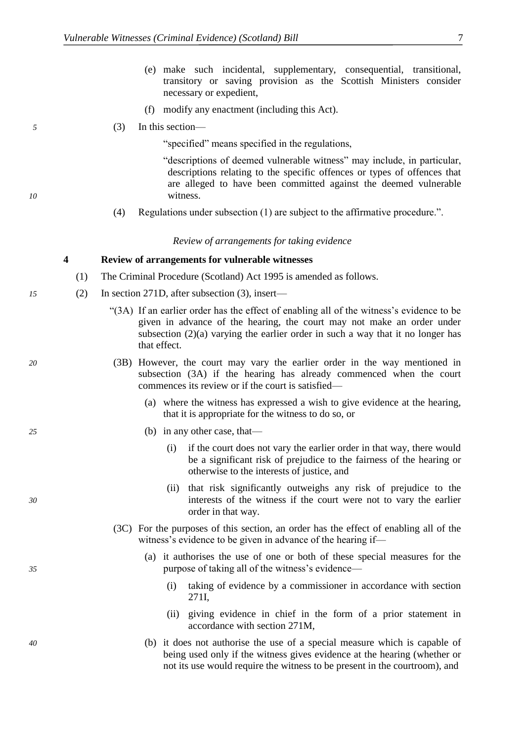(e) make such incidental, supplementary, consequential, transitional, transitory or saving provision as the Scottish Ministers consider necessary or expedient,

(f) modify any enactment (including this Act).

(3) In this section—

"specified" means specified in the regulations,

"descriptions of deemed vulnerable witness" may include, in particular, descriptions relating to the specific offences or types of offences that are alleged to have been committed against the deemed vulnerable witness.

(4) Regulations under subsection (1) are subject to the affirmative procedure.".

*Review of arrangements for taking evidence*

**4 Review of arrangements for vulnerable witnesses**

(1) The Criminal Procedure (Scotland) Act 1995 is amended as follows.

(2) In section 271D, after subsection (3), insert—

"(3A) If an earlier order has the effect of enabling all of the witness's evidence to be given in advance of the hearing, the court may not make an order under subsection (2)(a) varying the earlier order in such a way that it no longer has that effect.

(3B) However, the court may vary the earlier order in the way mentioned in subsection (3A) if the hearing has already commenced when the court commences its review or if the court is satisfied—

(a) where the witness has expressed a wish to give evidence at the hearing, that it is appropriate for the witness to do so, or

(b) in any other case, that—

(i) if the court does not vary the earlier order in that way, there would be a significant risk of prejudice to the fairness of the hearing or otherwise to the interests of justice, and

(ii) that risk significantly outweighs any risk of prejudice to the interests of the witness if the court were not to vary the earlier order in that way.

(3C) For the purposes of this section, an order has the effect of enabling all of the witness's evidence to be given in advance of the hearing if—

(a) it authorises the use of one or both of these special measures for the purpose of taking all of the witness's evidence—

(i) taking of evidence by a commissioner in accordance with section 271I,

(ii) giving evidence in chief in the form of a prior statement in accordance with section 271M,

(b) it does not authorise the use of a special measure which is capable of being used only if the witness gives evidence at the hearing (whether or not its use would require the witness to be present in the courtroom), and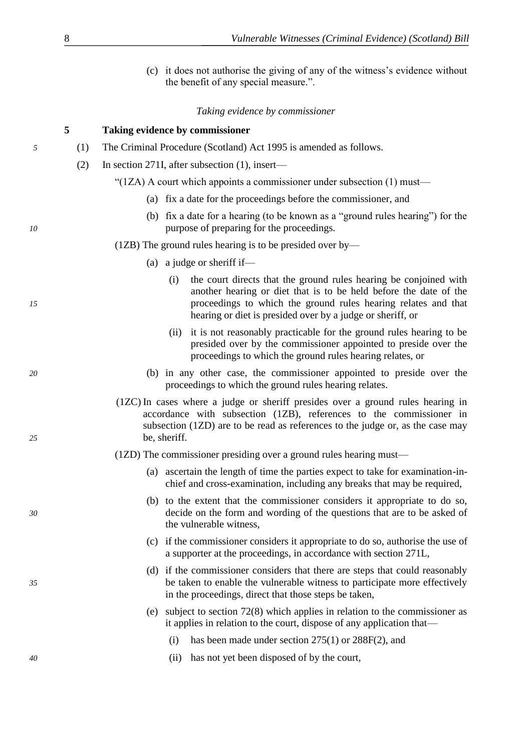(c) it does not authorise the giving of any of the witness's evidence without the benefit of any special measure.".

*Taking evidence by commissioner*

**5 Taking evidence by commissioner**

(1) The Criminal Procedure (Scotland) Act 1995 is amended as follows.

(2) In section 271I, after subsection (1), insert—

"(1ZA) A court which appoints a commissioner under subsection (1) must—

(a) fix a date for the proceedings before the commissioner, and

(b) fix a date for a hearing (to be known as a "ground rules hearing") for the purpose of preparing for the proceedings.

(1ZB) The ground rules hearing is to be presided over by—

(a) a judge or sheriff if—

(i) the court directs that the ground rules hearing be conjoined with another hearing or diet that is to be held before the date of the proceedings to which the ground rules hearing relates and that hearing or diet is presided over by a judge or sheriff, or

(ii) it is not reasonably practicable for the ground rules hearing to be presided over by the commissioner appointed to preside over the proceedings to which the ground rules hearing relates, or

(b) in any other case, the commissioner appointed to preside over the proceedings to which the ground rules hearing relates.

(1ZC) In cases where a judge or sheriff presides over a ground rules hearing in accordance with subsection (1ZB), references to the commissioner in subsection (1ZD) are to be read as references to the judge or, as the case may be, sheriff.

(1ZD) The commissioner presiding over a ground rules hearing must—

(a) ascertain the length of time the parties expect to take for examination-in-chief and cross-examination, including any breaks that may be required,

(b) to the extent that the commissioner considers it appropriate to do so, decide on the form and wording of the questions that are to be asked of the vulnerable witness,

(c) if the commissioner considers it appropriate to do so, authorise the use of a supporter at the proceedings, in accordance with section 271L,

(d) if the commissioner considers that there are steps that could reasonably be taken to enable the vulnerable witness to participate more effectively in the proceedings, direct that those steps be taken,

(e) subject to section 72(8) which applies in relation to the commissioner as it applies in relation to the court, dispose of any application that—

(i) has been made under section 275(1) or 288F(2), and

(ii) has not yet been disposed of by the court,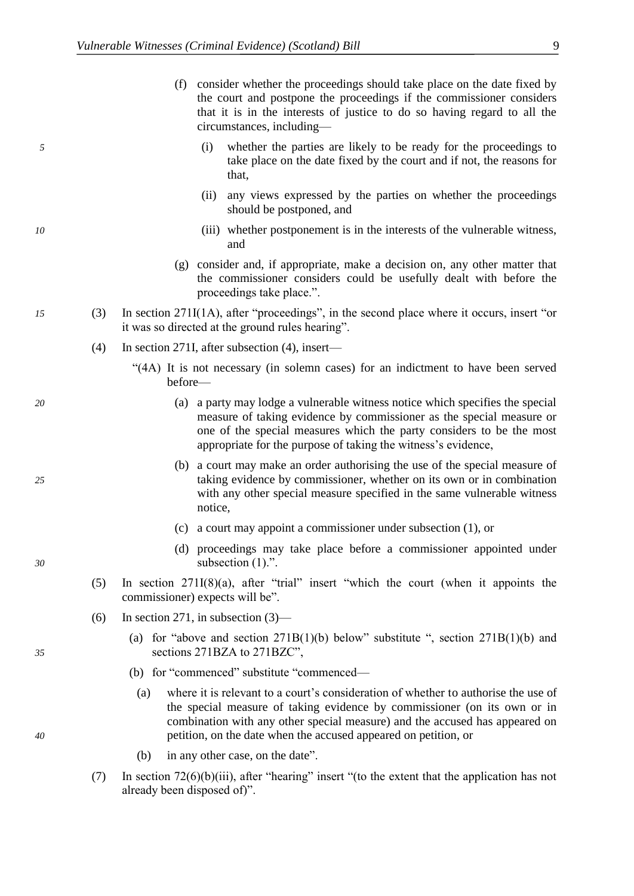(f) consider whether the proceedings should take place on the date fixed by the court and postpone the proceedings if the commissioner considers that it is in the interests of justice to do so having regard to all the circumstances, including—

(i) whether the parties are likely to be ready for the proceedings to take place on the date fixed by the court and if not, the reasons for that,

(ii) any views expressed by the parties on whether the proceedings should be postponed, and

(iii) whether postponement is in the interests of the vulnerable witness, and

(g) consider and, if appropriate, make a decision on, any other matter that the commissioner considers could be usefully dealt with before the proceedings take place.".

(3) In section 271I(1A), after "proceedings", in the second place where it occurs, insert "or it was so directed at the ground rules hearing".

(4) In section 271I, after subsection (4), insert—

"(4A) It is not necessary (in solemn cases) for an indictment to have been served before—

(a) a party may lodge a vulnerable witness notice which specifies the special measure of taking evidence by commissioner as the special measure or one of the special measures which the party considers to be the most appropriate for the purpose of taking the witness's evidence,

(b) a court may make an order authorising the use of the special measure of taking evidence by commissioner, whether on its own or in combination with any other special measure specified in the same vulnerable witness notice,

(c) a court may appoint a commissioner under subsection (1), or

(d) proceedings may take place before a commissioner appointed under subsection (1).".

(5) In section 271I(8)(a), after "trial" insert "which the court (when it appoints the commissioner) expects will be".

(6) In section 271, in subsection (3)—

(a) for "above and section 271B(1)(b) below" substitute ", section 271B(1)(b) and sections 271BZA to 271BZC",

(b) for "commenced" substitute "commenced—

(a) where it is relevant to a court's consideration of whether to authorise the use of the special measure of taking evidence by commissioner (on its own or in combination with any other special measure) and the accused has appeared on petition, on the date when the accused appeared on petition, or

(b) in any other case, on the date".

(7) In section 72(6)(b)(iii), after "hearing" insert "(to the extent that the application has not already been disposed of)".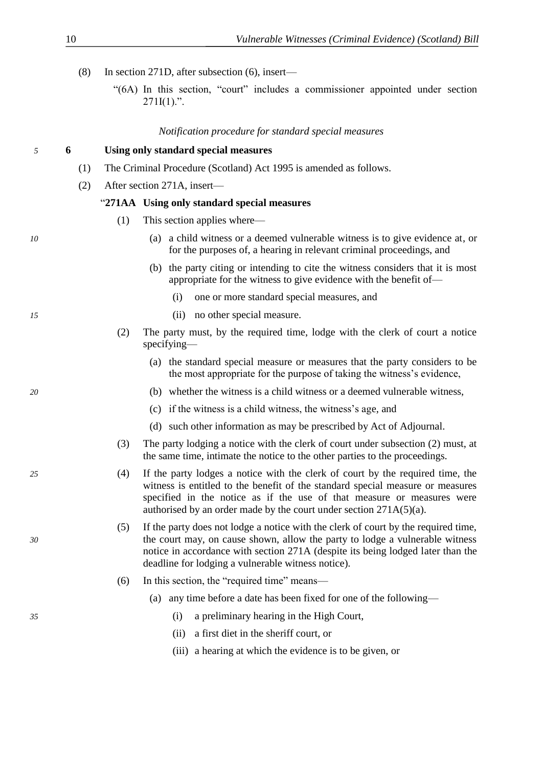(8) In section 271D, after subsection (6), insert—

"(6A) In this section, "court" includes a commissioner appointed under section 271I(1).".

*Notification procedure for standard special measures*

**6 Using only standard special measures**

(1) The Criminal Procedure (Scotland) Act 1995 is amended as follows.

(2) After section 271A, insert—

"**271AA Using only standard special measures**

(1) This section applies where—

(a) a child witness or a deemed vulnerable witness is to give evidence at, or for the purposes of, a hearing in relevant criminal proceedings, and

(b) the party citing or intending to cite the witness considers that it is most appropriate for the witness to give evidence with the benefit of—

(i) one or more standard special measures, and

(ii) no other special measure.

(2) The party must, by the required time, lodge with the clerk of court a notice specifying—

(a) the standard special measure or measures that the party considers to be the most appropriate for the purpose of taking the witness's evidence,

(b) whether the witness is a child witness or a deemed vulnerable witness,

(c) if the witness is a child witness, the witness's age, and

(d) such other information as may be prescribed by Act of Adjournal.

(3) The party lodging a notice with the clerk of court under subsection (2) must, at the same time, intimate the notice to the other parties to the proceedings.

(4) If the party lodges a notice with the clerk of court by the required time, the witness is entitled to the benefit of the standard special measure or measures specified in the notice as if the use of that measure or measures were authorised by an order made by the court under section 271A(5)(a).

(5) If the party does not lodge a notice with the clerk of court by the required time, the court may, on cause shown, allow the party to lodge a vulnerable witness notice in accordance with section 271A (despite its being lodged later than the deadline for lodging a vulnerable witness notice).

(6) In this section, the "required time" means—

(a) any time before a date has been fixed for one of the following—

(i) a preliminary hearing in the High Court,

(ii) a first diet in the sheriff court, or

(iii) a hearing at which the evidence is to be given, or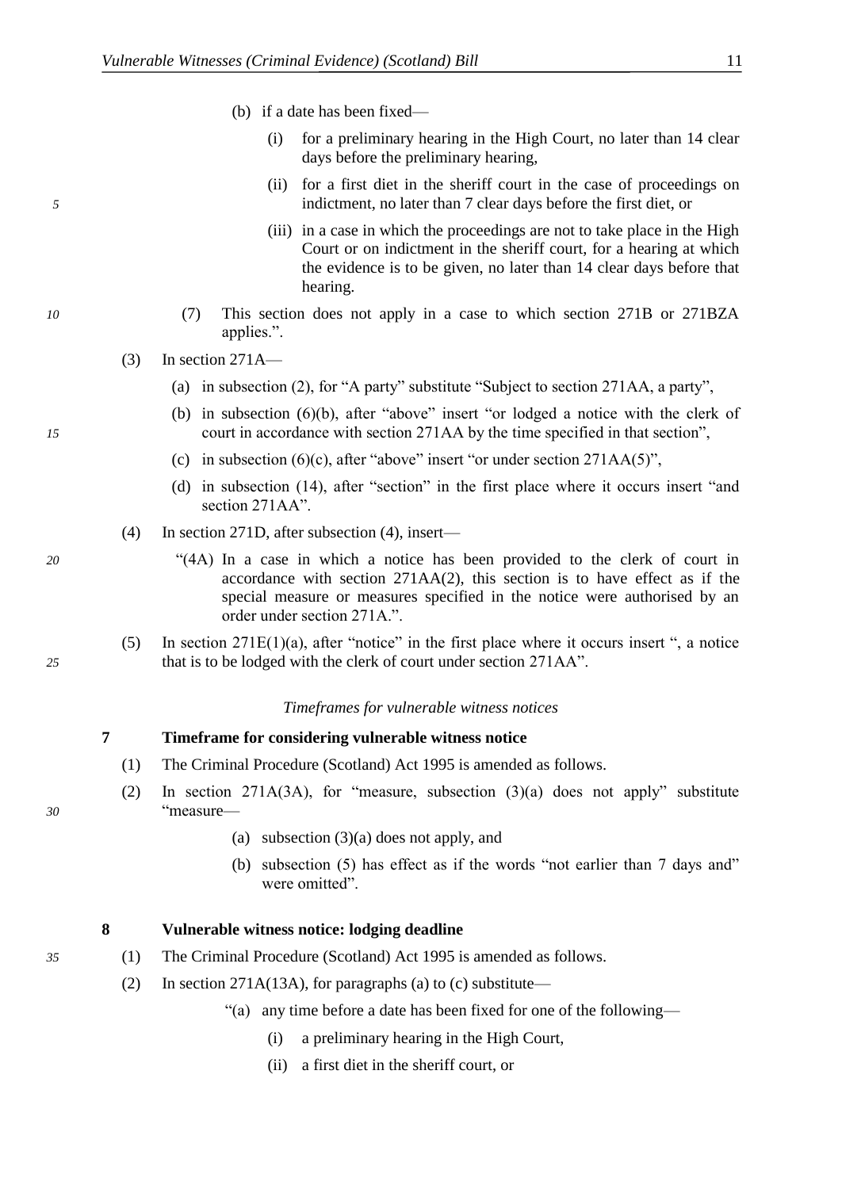(b) if a date has been fixed—

(i) for a preliminary hearing in the High Court, no later than 14 clear days before the preliminary hearing,

(ii) for a first diet in the sheriff court in the case of proceedings on indictment, no later than 7 clear days before the first diet, or

(iii) in a case in which the proceedings are not to take place in the High Court or on indictment in the sheriff court, for a hearing at which the evidence is to be given, no later than 14 clear days before that hearing.

(7) This section does not apply in a case to which section 271B or 271BZA applies.".

(3) In section 271A—

(a) in subsection (2), for "A party" substitute "Subject to section 271AA, a party",

(b) in subsection (6)(b), after "above" insert "or lodged a notice with the clerk of court in accordance with section 271AA by the time specified in that section",

(c) in subsection (6)(c), after "above" insert "or under section 271AA(5)",

(d) in subsection (14), after "section" in the first place where it occurs insert "and section 271AA".

(4) In section 271D, after subsection (4), insert—

"(4A) In a case in which a notice has been provided to the clerk of court in accordance with section 271AA(2), this section is to have effect as if the special measure or measures specified in the notice were authorised by an order under section 271A.".

(5) In section 271E(1)(a), after "notice" in the first place where it occurs insert ", a notice that is to be lodged with the clerk of court under section 271AA".

*Timeframes for vulnerable witness notices*

**7 Timeframe for considering vulnerable witness notice**

(1) The Criminal Procedure (Scotland) Act 1995 is amended as follows.

(2) In section 271A(3A), for "measure, subsection (3)(a) does not apply" substitute "measure—

(a) subsection (3)(a) does not apply, and

(b) subsection (5) has effect as if the words "not earlier than 7 days and" were omitted".

**8 Vulnerable witness notice: lodging deadline**

(1) The Criminal Procedure (Scotland) Act 1995 is amended as follows.

(2) In section 271A(13A), for paragraphs (a) to (c) substitute—

"(a) any time before a date has been fixed for one of the following—

(i) a preliminary hearing in the High Court,

(ii) a first diet in the sheriff court, or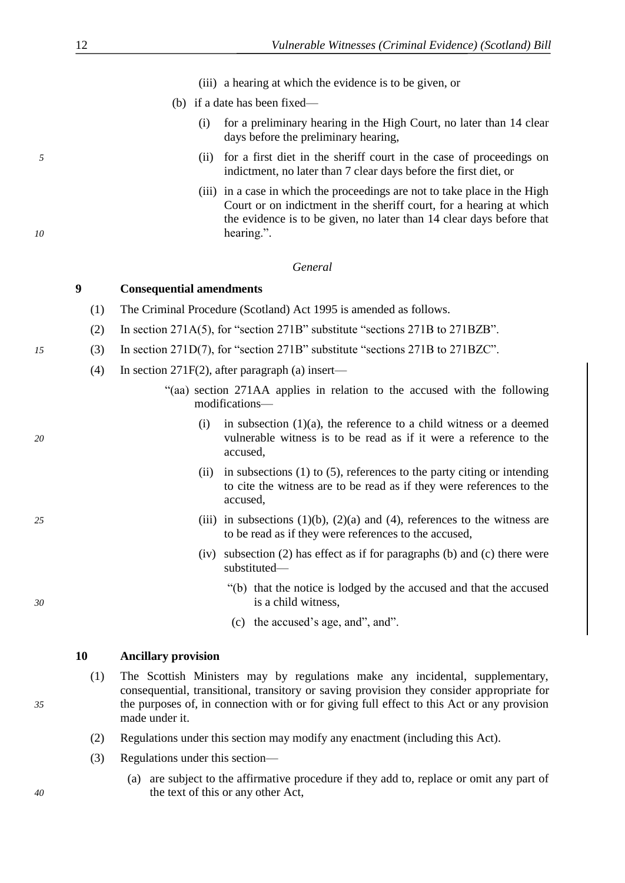(iii) a hearing at which the evidence is to be given, or

(b) if a date has been fixed—

(i) for a preliminary hearing in the High Court, no later than 14 clear days before the preliminary hearing,

(ii) for a first diet in the sheriff court in the case of proceedings on indictment, no later than 7 clear days before the first diet, or

(iii) in a case in which the proceedings are not to take place in the High Court or on indictment in the sheriff court, for a hearing at which the evidence is to be given, no later than 14 clear days before that hearing.".

*General*

**9 Consequential amendments**

(1) The Criminal Procedure (Scotland) Act 1995 is amended as follows.

(2) In section 271A(5), for "section 271B" substitute "sections 271B to 271BZB".

(3) In section 271D(7), for "section 271B" substitute "sections 271B to 271BZC".

(4) In section 271F(2), after paragraph (a) insert—

"(aa) section 271AA applies in relation to the accused with the following modifications—

(i) in subsection (1)(a), the reference to a child witness or a deemed vulnerable witness is to be read as if it were a reference to the accused,

(ii) in subsections (1) to (5), references to the party citing or intending to cite the witness are to be read as if they were references to the accused,

(iii) in subsections (1)(b), (2)(a) and (4), references to the witness are to be read as if they were references to the accused,

(iv) subsection (2) has effect as if for paragraphs (b) and (c) there were substituted—

"(b) that the notice is lodged by the accused and that the accused is a child witness,

(c) the accused's age, and", and".

**10 Ancillary provision**

(1) The Scottish Ministers may by regulations make any incidental, supplementary, consequential, transitional, transitory or saving provision they consider appropriate for the purposes of, in connection with or for giving full effect to this Act or any provision made under it.

(2) Regulations under this section may modify any enactment (including this Act).

(3) Regulations under this section—

(a) are subject to the affirmative procedure if they add to, replace or omit any part of the text of this or any other Act,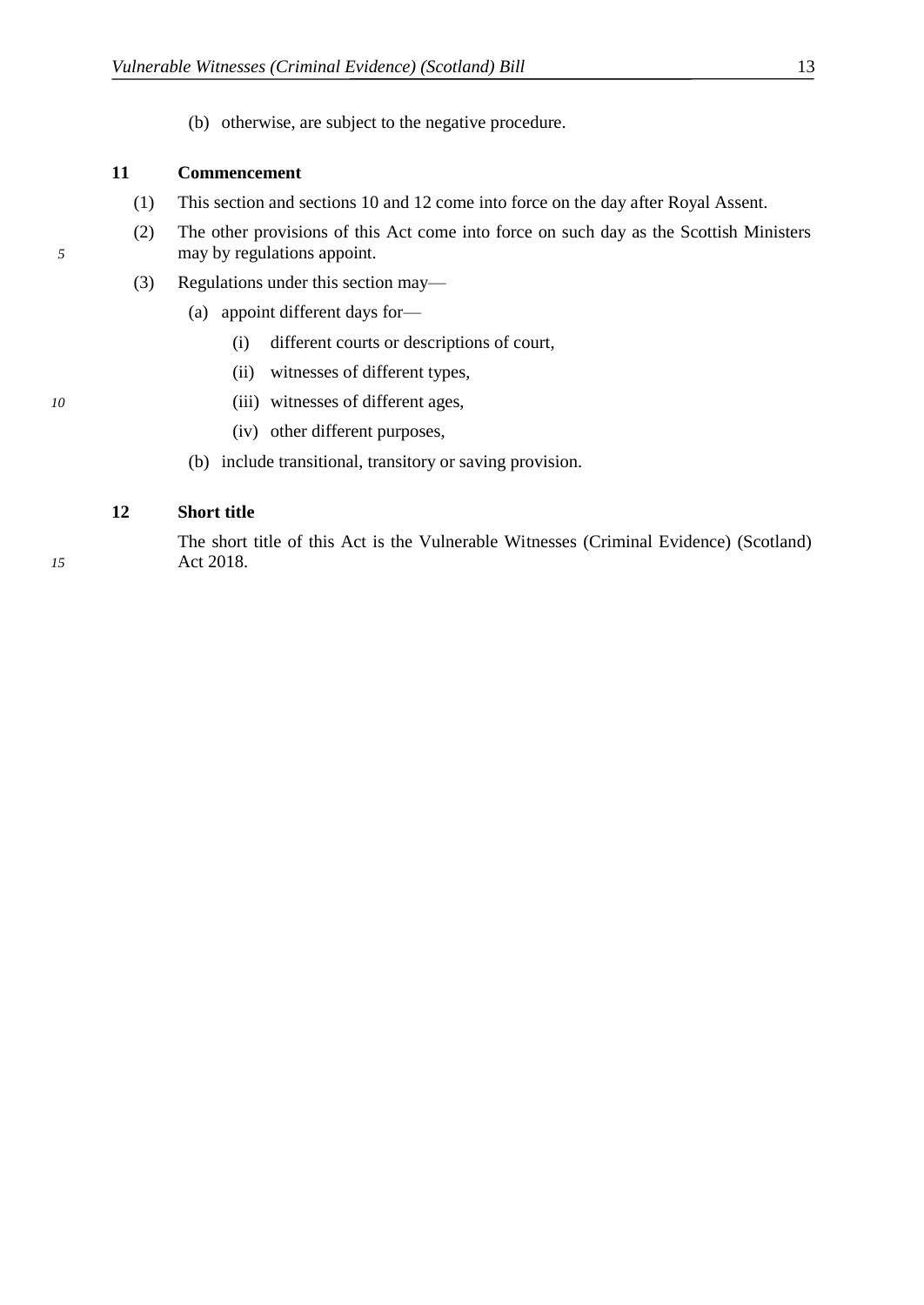(b) otherwise, are subject to the negative procedure.

## 11 Commencement

(1) This section and sections 10 and 12 come into force on the day after Royal Assent.

(2) The other provisions of this Act come into force on such day as the Scottish Ministers may by regulations appoint.

(3) Regulations under this section may—

(a) appoint different days for—

(i) different courts or descriptions of court,

(ii) witnesses of different types,

(iii) witnesses of different ages,

(iv) other different purposes,

(b) include transitional, transitory or saving provision.

## 12 Short title

The short title of this Act is the Vulnerable Witnesses (Criminal Evidence) (Scotland) Act 2018.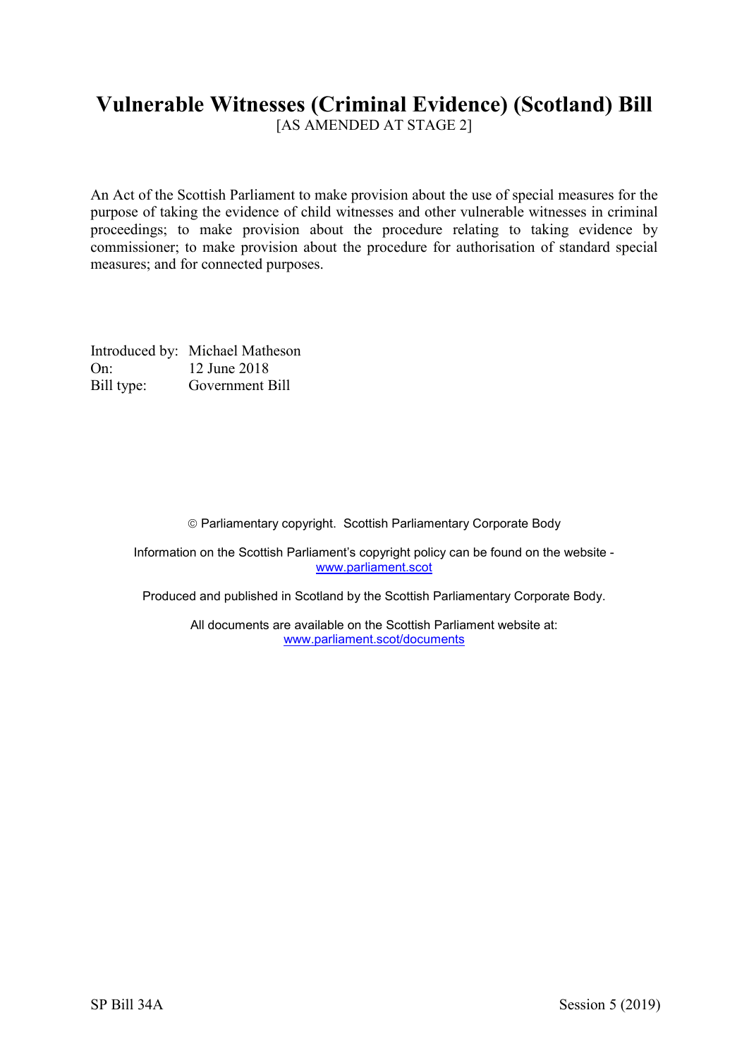# Vulnerable Witnesses (Criminal Evidence) (Scotland) Bill

[AS AMENDED AT STAGE 2]

An Act of the Scottish Parliament to make provision about the use of special measures for the purpose of taking the evidence of child witnesses and other vulnerable witnesses in criminal proceedings; to make provision about the procedure relating to taking evidence by commissioner; to make provision about the procedure for authorisation of standard special measures; and for connected purposes.

Introduced by: Michael Matheson
On: 12 June 2018
Bill type: Government Bill

© Parliamentary copyright. Scottish Parliamentary Corporate Body

Information on the Scottish Parliament's copyright policy can be found on the website - www.parliament.scot

Produced and published in Scotland by the Scottish Parliamentary Corporate Body.

All documents are available on the Scottish Parliament website at: www.parliament.scot/documents

SP Bill 34A

Session 5 (2019)